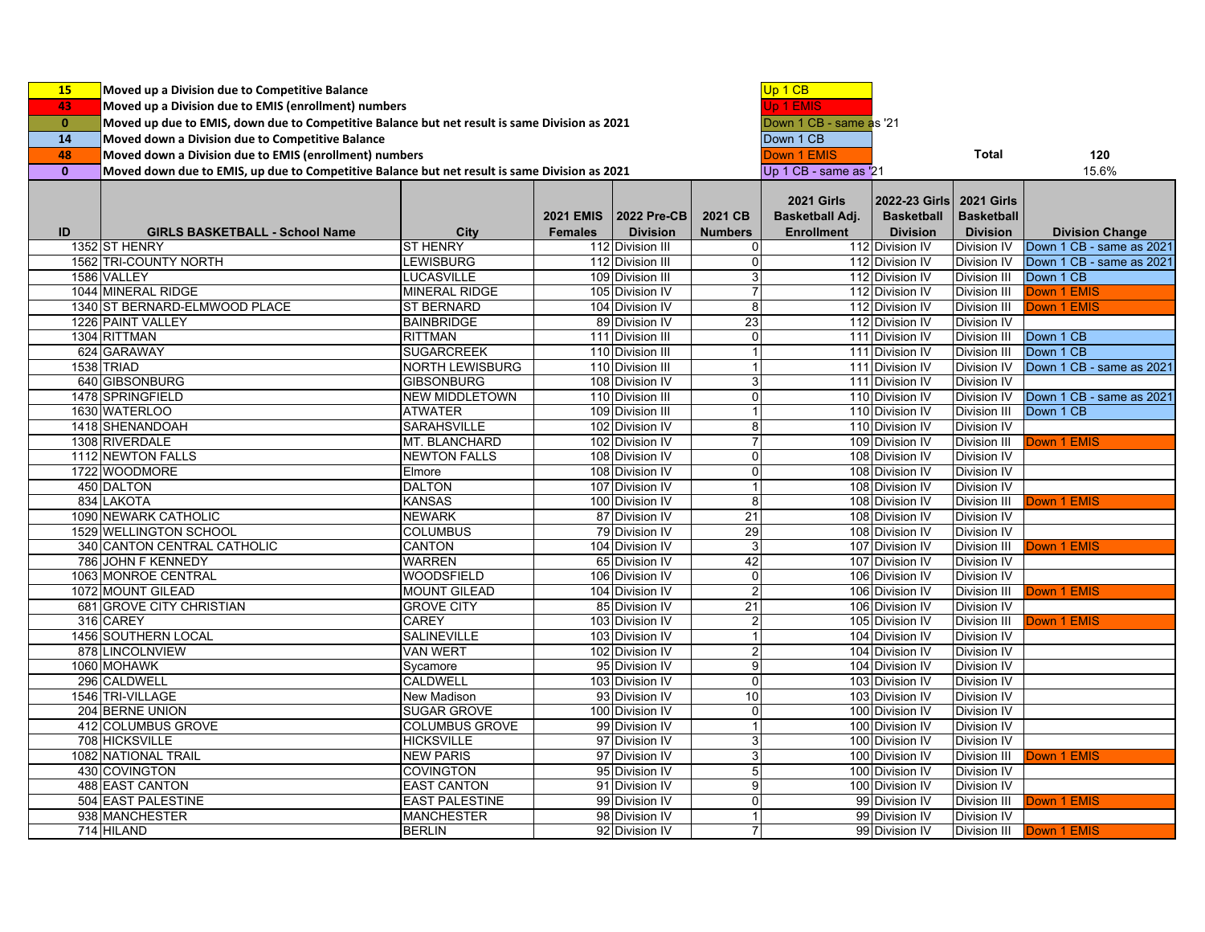| | | | |
|---|---|---|---|
| 15 | Moved up a Division due to Competitive Balance | Up 1 CB | |
| 43 | Moved up a Division due to EMIS (enrollment) numbers | Up 1 EMIS | |
| 0 | Moved up due to EMIS, down due to Competitive Balance but net result is same Division as 2021 | Down 1 CB - same as '21 | |
| 14 | Moved down a Division due to Competitive Balance | Down 1 CB | |
| 48 | Moved down a Division due to EMIS (enrollment) numbers | Down 1 EMIS | Total 120 |
| 0 | Moved down due to EMIS, up due to Competitive Balance but net result is same Division as 2021 | Up 1 CB - same as '21 | 15.6% |

| ID | GIRLS BASKETBALL - School Name | City | 2021 EMIS Females | 2022 Pre-CB Division | 2021 CB Numbers | 2021 Girls Basketball Adj. Enrollment | 2022-23 Girls Basketball Division | 2021 Girls Basketball Division | Division Change |
|---|---|---|---|---|---|---|---|---|---|
| 1352 | ST HENRY | ST HENRY | 112 | Division III | 0 | 112 | Division IV | Division IV | Down 1 CB - same as 2021 |
| 1562 | TRI-COUNTY NORTH | LEWISBURG | 112 | Division III | 0 | 112 | Division IV | Division IV | Down 1 CB - same as 2021 |
| 1586 | VALLEY | LUCASVILLE | 109 | Division III | 3 | 112 | Division IV | Division III | Down 1 CB |
| 1044 | MINERAL RIDGE | MINERAL RIDGE | 105 | Division IV | 7 | 112 | Division IV | Division III | Down 1 EMIS |
| 1340 | ST BERNARD-ELMWOOD PLACE | ST BERNARD | 104 | Division IV | 8 | 112 | Division IV | Division III | Down 1 EMIS |
| 1226 | PAINT VALLEY | BAINBRIDGE | 89 | Division IV | 23 | 112 | Division IV | Division IV | |
| 1304 | RITTMAN | RITTMAN | 111 | Division III | 0 | 111 | Division IV | Division III | Down 1 CB |
| 624 | GARAWAY | SUGARCREEK | 110 | Division III | 1 | 111 | Division IV | Division III | Down 1 CB |
| 1538 | TRIAD | NORTH LEWISBURG | 110 | Division III | 1 | 111 | Division IV | Division IV | Down 1 CB - same as 2021 |
| 640 | GIBSONBURG | GIBSONBURG | 108 | Division IV | 3 | 111 | Division IV | Division IV | |
| 1478 | SPRINGFIELD | NEW MIDDLETOWN | 110 | Division III | 0 | 110 | Division IV | Division IV | Down 1 CB - same as 2021 |
| 1630 | WATERLOO | ATWATER | 109 | Division III | 1 | 110 | Division IV | Division III | Down 1 CB |
| 1418 | SHENANDOAH | SARAHSVILLE | 102 | Division IV | 8 | 110 | Division IV | Division IV | |
| 1308 | RIVERDALE | MT. BLANCHARD | 102 | Division IV | 7 | 109 | Division IV | Division III | Down 1 EMIS |
| 1112 | NEWTON FALLS | NEWTON FALLS | 108 | Division IV | 0 | 108 | Division IV | Division IV | |
| 1722 | WOODMORE | Elmore | 108 | Division IV | 0 | 108 | Division IV | Division IV | |
| 450 | DALTON | DALTON | 107 | Division IV | 1 | 108 | Division IV | Division IV | |
| 834 | LAKOTA | KANSAS | 100 | Division IV | 8 | 108 | Division IV | Division III | Down 1 EMIS |
| 1090 | NEWARK CATHOLIC | NEWARK | 87 | Division IV | 21 | 108 | Division IV | Division IV | |
| 1529 | WELLINGTON SCHOOL | COLUMBUS | 79 | Division IV | 29 | 108 | Division IV | Division IV | |
| 340 | CANTON CENTRAL CATHOLIC | CANTON | 104 | Division IV | 3 | 107 | Division IV | Division III | Down 1 EMIS |
| 786 | JOHN F KENNEDY | WARREN | 65 | Division IV | 42 | 107 | Division IV | Division IV | |
| 1063 | MONROE CENTRAL | WOODSFIELD | 106 | Division IV | 0 | 106 | Division IV | Division IV | |
| 1072 | MOUNT GILEAD | MOUNT GILEAD | 104 | Division IV | 2 | 106 | Division IV | Division III | Down 1 EMIS |
| 681 | GROVE CITY CHRISTIAN | GROVE CITY | 85 | Division IV | 21 | 106 | Division IV | Division IV | |
| 316 | CAREY | CAREY | 103 | Division IV | 2 | 105 | Division IV | Division III | Down 1 EMIS |
| 1456 | SOUTHERN LOCAL | SALINEVILLE | 103 | Division IV | 1 | 104 | Division IV | Division IV | |
| 878 | LINCOLNVIEW | VAN WERT | 102 | Division IV | 2 | 104 | Division IV | Division IV | |
| 1060 | MOHAWK | Sycamore | 95 | Division IV | 9 | 104 | Division IV | Division IV | |
| 296 | CALDWELL | CALDWELL | 103 | Division IV | 0 | 103 | Division IV | Division IV | |
| 1546 | TRI-VILLAGE | New Madison | 93 | Division IV | 10 | 103 | Division IV | Division IV | |
| 204 | BERNE UNION | SUGAR GROVE | 100 | Division IV | 0 | 100 | Division IV | Division IV | |
| 412 | COLUMBUS GROVE | COLUMBUS GROVE | 99 | Division IV | 1 | 100 | Division IV | Division IV | |
| 708 | HICKSVILLE | HICKSVILLE | 97 | Division IV | 3 | 100 | Division IV | Division IV | |
| 1082 | NATIONAL TRAIL | NEW PARIS | 97 | Division IV | 3 | 100 | Division IV | Division III | Down 1 EMIS |
| 430 | COVINGTON | COVINGTON | 95 | Division IV | 5 | 100 | Division IV | Division IV | |
| 488 | EAST CANTON | EAST CANTON | 91 | Division IV | 9 | 100 | Division IV | Division IV | |
| 504 | EAST PALESTINE | EAST PALESTINE | 99 | Division IV | 0 | 99 | Division IV | Division III | Down 1 EMIS |
| 938 | MANCHESTER | MANCHESTER | 98 | Division IV | 1 | 99 | Division IV | Division IV | |
| 714 | HILAND | BERLIN | 92 | Division IV | 7 | 99 | Division IV | Division III | Down 1 EMIS |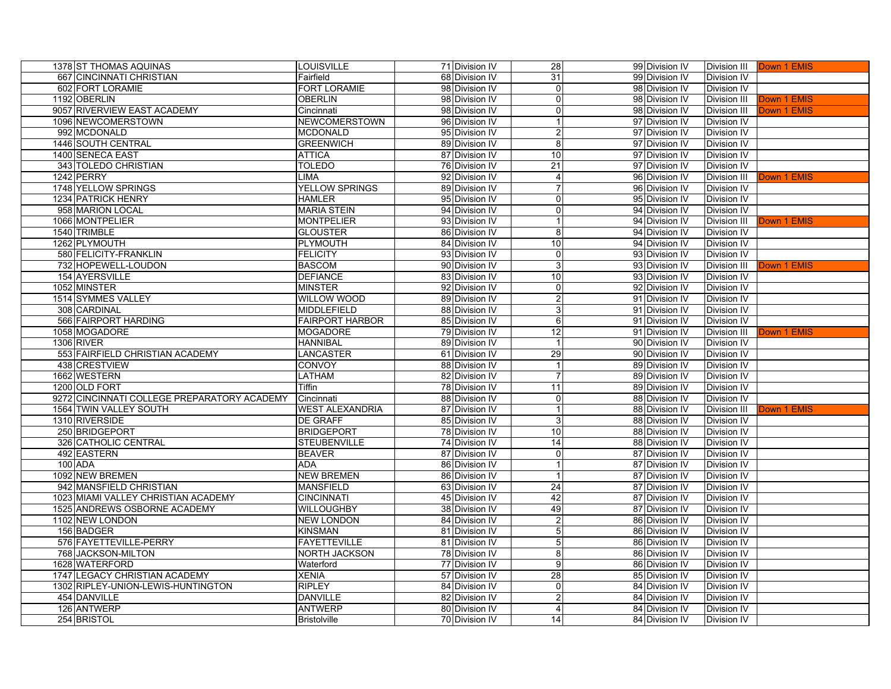| | | | | | | | | |
|---|---|---|---|---|---|---|---|---|
| 1378 | ST THOMAS AQUINAS | LOUISVILLE | 71 | Division IV | 28 | 99 | Division IV | Division III | Down 1 EMIS |
| 667 | CINCINNATI CHRISTIAN | Fairfield | 68 | Division IV | 31 | 99 | Division IV | Division IV | |
| 602 | FORT LORAMIE | FORT LORAMIE | 98 | Division IV | 0 | 98 | Division IV | Division IV | |
| 1192 | OBERLIN | OBERLIN | 98 | Division IV | 0 | 98 | Division IV | Division III | Down 1 EMIS |
| 9057 | RIVERVIEW EAST ACADEMY | Cincinnati | 98 | Division IV | 0 | 98 | Division IV | Division III | Down 1 EMIS |
| 1096 | NEWCOMERSTOWN | NEWCOMERSTOWN | 96 | Division IV | 1 | 97 | Division IV | Division IV | |
| 992 | MCDONALD | MCDONALD | 95 | Division IV | 2 | 97 | Division IV | Division IV | |
| 1446 | SOUTH CENTRAL | GREENWICH | 89 | Division IV | 8 | 97 | Division IV | Division IV | |
| 1400 | SENECA EAST | ATTICA | 87 | Division IV | 10 | 97 | Division IV | Division IV | |
| 343 | TOLEDO CHRISTIAN | TOLEDO | 76 | Division IV | 21 | 97 | Division IV | Division IV | |
| 1242 | PERRY | LIMA | 92 | Division IV | 4 | 96 | Division IV | Division III | Down 1 EMIS |
| 1748 | YELLOW SPRINGS | YELLOW SPRINGS | 89 | Division IV | 7 | 96 | Division IV | Division IV | |
| 1234 | PATRICK HENRY | HAMLER | 95 | Division IV | 0 | 95 | Division IV | Division IV | |
| 958 | MARION LOCAL | MARIA STEIN | 94 | Division IV | 0 | 94 | Division IV | Division IV | |
| 1066 | MONTPELIER | MONTPELIER | 93 | Division IV | 1 | 94 | Division IV | Division III | Down 1 EMIS |
| 1540 | TRIMBLE | GLOUSTER | 86 | Division IV | 8 | 94 | Division IV | Division IV | |
| 1262 | PLYMOUTH | PLYMOUTH | 84 | Division IV | 10 | 94 | Division IV | Division IV | |
| 580 | FELICITY-FRANKLIN | FELICITY | 93 | Division IV | 0 | 93 | Division IV | Division IV | |
| 732 | HOPEWELL-LOUDON | BASCOM | 90 | Division IV | 3 | 93 | Division IV | Division III | Down 1 EMIS |
| 154 | AYERSVILLE | DEFIANCE | 83 | Division IV | 10 | 93 | Division IV | Division IV | |
| 1052 | MINSTER | MINSTER | 92 | Division IV | 0 | 92 | Division IV | Division IV | |
| 1514 | SYMMES VALLEY | WILLOW WOOD | 89 | Division IV | 2 | 91 | Division IV | Division IV | |
| 308 | CARDINAL | MIDDLEFIELD | 88 | Division IV | 3 | 91 | Division IV | Division IV | |
| 566 | FAIRPORT HARDING | FAIRPORT HARBOR | 85 | Division IV | 6 | 91 | Division IV | Division IV | |
| 1058 | MOGADORE | MOGADORE | 79 | Division IV | 12 | 91 | Division IV | Division III | Down 1 EMIS |
| 1306 | RIVER | HANNIBAL | 89 | Division IV | 1 | 90 | Division IV | Division IV | |
| 553 | FAIRFIELD CHRISTIAN ACADEMY | LANCASTER | 61 | Division IV | 29 | 90 | Division IV | Division IV | |
| 438 | CRESTVIEW | CONVOY | 88 | Division IV | 1 | 89 | Division IV | Division IV | |
| 1662 | WESTERN | LATHAM | 82 | Division IV | 7 | 89 | Division IV | Division IV | |
| 1200 | OLD FORT | Tiffin | 78 | Division IV | 11 | 89 | Division IV | Division IV | |
| 9272 | CINCINNATI COLLEGE PREPARATORY ACADEMY | Cincinnati | 88 | Division IV | 0 | 88 | Division IV | Division IV | |
| 1564 | TWIN VALLEY SOUTH | WEST ALEXANDRIA | 87 | Division IV | 1 | 88 | Division IV | Division III | Down 1 EMIS |
| 1310 | RIVERSIDE | DE GRAFF | 85 | Division IV | 3 | 88 | Division IV | Division IV | |
| 250 | BRIDGEPORT | BRIDGEPORT | 78 | Division IV | 10 | 88 | Division IV | Division IV | |
| 326 | CATHOLIC CENTRAL | STEUBENVILLE | 74 | Division IV | 14 | 88 | Division IV | Division IV | |
| 492 | EASTERN | BEAVER | 87 | Division IV | 0 | 87 | Division IV | Division IV | |
| 100 | ADA | ADA | 86 | Division IV | 1 | 87 | Division IV | Division IV | |
| 1092 | NEW BREMEN | NEW BREMEN | 86 | Division IV | 1 | 87 | Division IV | Division IV | |
| 942 | MANSFIELD CHRISTIAN | MANSFIELD | 63 | Division IV | 24 | 87 | Division IV | Division IV | |
| 1023 | MIAMI VALLEY CHRISTIAN ACADEMY | CINCINNATI | 45 | Division IV | 42 | 87 | Division IV | Division IV | |
| 1525 | ANDREWS OSBORNE ACADEMY | WILLOUGHBY | 38 | Division IV | 49 | 87 | Division IV | Division IV | |
| 1102 | NEW LONDON | NEW LONDON | 84 | Division IV | 2 | 86 | Division IV | Division IV | |
| 156 | BADGER | KINSMAN | 81 | Division IV | 5 | 86 | Division IV | Division IV | |
| 576 | FAYETTEVILLE-PERRY | FAYETTEVILLE | 81 | Division IV | 5 | 86 | Division IV | Division IV | |
| 768 | JACKSON-MILTON | NORTH JACKSON | 78 | Division IV | 8 | 86 | Division IV | Division IV | |
| 1628 | WATERFORD | Waterford | 77 | Division IV | 9 | 86 | Division IV | Division IV | |
| 1747 | LEGACY CHRISTIAN ACADEMY | XENIA | 57 | Division IV | 28 | 85 | Division IV | Division IV | |
| 1302 | RIPLEY-UNION-LEWIS-HUNTINGTON | RIPLEY | 84 | Division IV | 0 | 84 | Division IV | Division IV | |
| 454 | DANVILLE | DANVILLE | 82 | Division IV | 2 | 84 | Division IV | Division IV | |
| 126 | ANTWERP | ANTWERP | 80 | Division IV | 4 | 84 | Division IV | Division IV | |
| 254 | BRISTOL | Bristolville | 70 | Division IV | 14 | 84 | Division IV | Division IV | |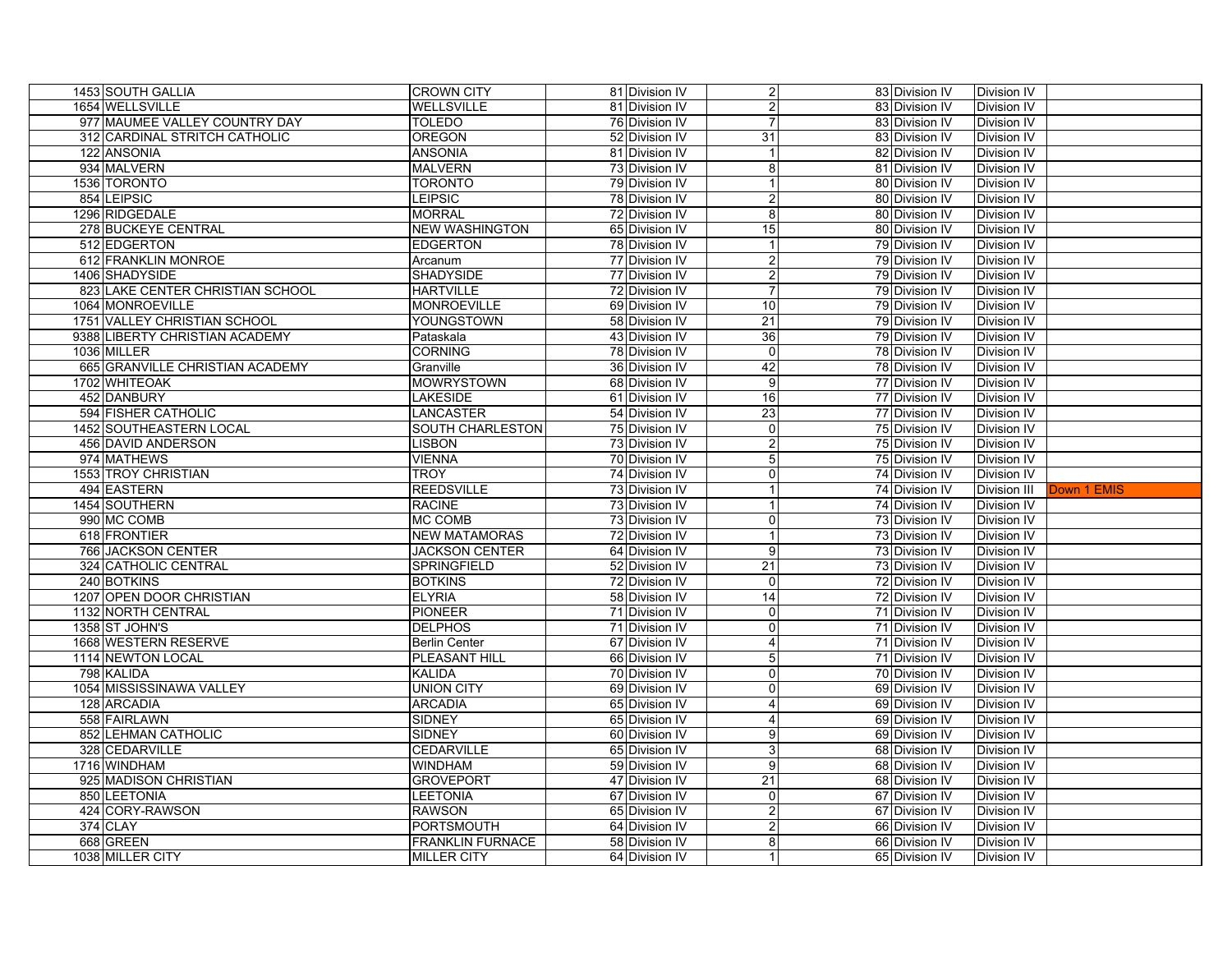| | | | | | | | | |
|---|---|---|---|---|---|---|---|---|
| 1453 | SOUTH GALLIA | CROWN CITY | 81 | Division IV | 2 | 83 | Division IV | Division IV | |
| 1654 | WELLSVILLE | WELLSVILLE | 81 | Division IV | 2 | 83 | Division IV | Division IV | |
| 977 | MAUMEE VALLEY COUNTRY DAY | TOLEDO | 76 | Division IV | 7 | 83 | Division IV | Division IV | |
| 312 | CARDINAL STRITCH CATHOLIC | OREGON | 52 | Division IV | 31 | 83 | Division IV | Division IV | |
| 122 | ANSONIA | ANSONIA | 81 | Division IV | 1 | 82 | Division IV | Division IV | |
| 934 | MALVERN | MALVERN | 73 | Division IV | 8 | 81 | Division IV | Division IV | |
| 1536 | TORONTO | TORONTO | 79 | Division IV | 1 | 80 | Division IV | Division IV | |
| 854 | LEIPSIC | LEIPSIC | 78 | Division IV | 2 | 80 | Division IV | Division IV | |
| 1296 | RIDGEDALE | MORRAL | 72 | Division IV | 8 | 80 | Division IV | Division IV | |
| 278 | BUCKEYE CENTRAL | NEW WASHINGTON | 65 | Division IV | 15 | 80 | Division IV | Division IV | |
| 512 | EDGERTON | EDGERTON | 78 | Division IV | 1 | 79 | Division IV | Division IV | |
| 612 | FRANKLIN MONROE | Arcanum | 77 | Division IV | 2 | 79 | Division IV | Division IV | |
| 1406 | SHADYSIDE | SHADYSIDE | 77 | Division IV | 2 | 79 | Division IV | Division IV | |
| 823 | LAKE CENTER CHRISTIAN SCHOOL | HARTVILLE | 72 | Division IV | 7 | 79 | Division IV | Division IV | |
| 1064 | MONROEVILLE | MONROEVILLE | 69 | Division IV | 10 | 79 | Division IV | Division IV | |
| 1751 | VALLEY CHRISTIAN SCHOOL | YOUNGSTOWN | 58 | Division IV | 21 | 79 | Division IV | Division IV | |
| 9388 | LIBERTY CHRISTIAN ACADEMY | Pataskala | 43 | Division IV | 36 | 79 | Division IV | Division IV | |
| 1036 | MILLER | CORNING | 78 | Division IV | 0 | 78 | Division IV | Division IV | |
| 665 | GRANVILLE CHRISTIAN ACADEMY | Granville | 36 | Division IV | 42 | 78 | Division IV | Division IV | |
| 1702 | WHITEOAK | MOWRYSTOWN | 68 | Division IV | 9 | 77 | Division IV | Division IV | |
| 452 | DANBURY | LAKESIDE | 61 | Division IV | 16 | 77 | Division IV | Division IV | |
| 594 | FISHER CATHOLIC | LANCASTER | 54 | Division IV | 23 | 77 | Division IV | Division IV | |
| 1452 | SOUTHEASTERN LOCAL | SOUTH CHARLESTON | 75 | Division IV | 0 | 75 | Division IV | Division IV | |
| 456 | DAVID ANDERSON | LISBON | 73 | Division IV | 2 | 75 | Division IV | Division IV | |
| 974 | MATHEWS | VIENNA | 70 | Division IV | 5 | 75 | Division IV | Division IV | |
| 1553 | TROY CHRISTIAN | TROY | 74 | Division IV | 0 | 74 | Division IV | Division IV | |
| 494 | EASTERN | REEDSVILLE | 73 | Division IV | 1 | 74 | Division IV | Division III | Down 1 EMIS |
| 1454 | SOUTHERN | RACINE | 73 | Division IV | 1 | 74 | Division IV | Division IV | |
| 990 | MC COMB | MC COMB | 73 | Division IV | 0 | 73 | Division IV | Division IV | |
| 618 | FRONTIER | NEW MATAMORAS | 72 | Division IV | 1 | 73 | Division IV | Division IV | |
| 766 | JACKSON CENTER | JACKSON CENTER | 64 | Division IV | 9 | 73 | Division IV | Division IV | |
| 324 | CATHOLIC CENTRAL | SPRINGFIELD | 52 | Division IV | 21 | 73 | Division IV | Division IV | |
| 240 | BOTKINS | BOTKINS | 72 | Division IV | 0 | 72 | Division IV | Division IV | |
| 1207 | OPEN DOOR CHRISTIAN | ELYRIA | 58 | Division IV | 14 | 72 | Division IV | Division IV | |
| 1132 | NORTH CENTRAL | PIONEER | 71 | Division IV | 0 | 71 | Division IV | Division IV | |
| 1358 | ST JOHN'S | DELPHOS | 71 | Division IV | 0 | 71 | Division IV | Division IV | |
| 1668 | WESTERN RESERVE | Berlin Center | 67 | Division IV | 4 | 71 | Division IV | Division IV | |
| 1114 | NEWTON LOCAL | PLEASANT HILL | 66 | Division IV | 5 | 71 | Division IV | Division IV | |
| 798 | KALIDA | KALIDA | 70 | Division IV | 0 | 70 | Division IV | Division IV | |
| 1054 | MISSISSINAWA VALLEY | UNION CITY | 69 | Division IV | 0 | 69 | Division IV | Division IV | |
| 128 | ARCADIA | ARCADIA | 65 | Division IV | 4 | 69 | Division IV | Division IV | |
| 558 | FAIRLAWN | SIDNEY | 65 | Division IV | 4 | 69 | Division IV | Division IV | |
| 852 | LEHMAN CATHOLIC | SIDNEY | 60 | Division IV | 9 | 69 | Division IV | Division IV | |
| 328 | CEDARVILLE | CEDARVILLE | 65 | Division IV | 3 | 68 | Division IV | Division IV | |
| 1716 | WINDHAM | WINDHAM | 59 | Division IV | 9 | 68 | Division IV | Division IV | |
| 925 | MADISON CHRISTIAN | GROVEPORT | 47 | Division IV | 21 | 68 | Division IV | Division IV | |
| 850 | LEETONIA | LEETONIA | 67 | Division IV | 0 | 67 | Division IV | Division IV | |
| 424 | CORY-RAWSON | RAWSON | 65 | Division IV | 2 | 67 | Division IV | Division IV | |
| 374 | CLAY | PORTSMOUTH | 64 | Division IV | 2 | 66 | Division IV | Division IV | |
| 668 | GREEN | FRANKLIN FURNACE | 58 | Division IV | 8 | 66 | Division IV | Division IV | |
| 1038 | MILLER CITY | MILLER CITY | 64 | Division IV | 1 | 65 | Division IV | Division IV | |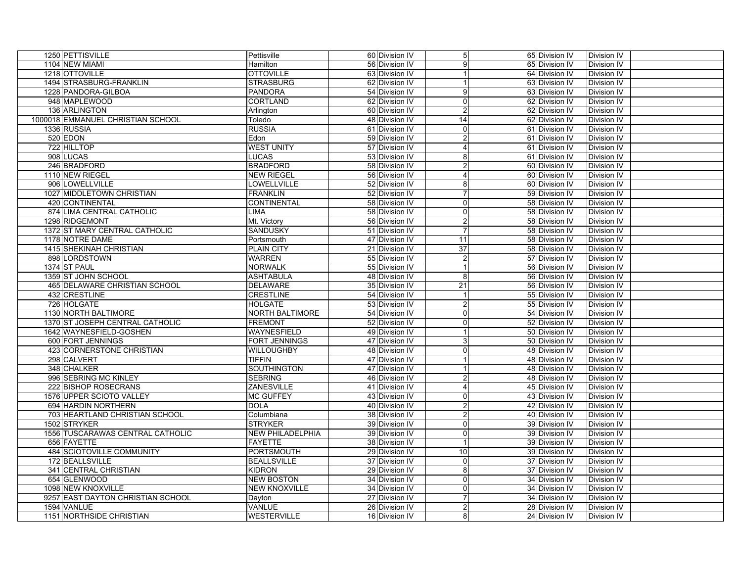| | | | | | | | | |
|---|---|---|---|---|---|---|---|---|
| 1250 | PETTISVILLE | Pettisville | 60 | Division IV | 5 | 65 | Division IV | Division IV |
| 1104 | NEW MIAMI | Hamilton | 56 | Division IV | 9 | 65 | Division IV | Division IV |
| 1218 | OTTOVILLE | OTTOVILLE | 63 | Division IV | 1 | 64 | Division IV | Division IV |
| 1494 | STRASBURG-FRANKLIN | STRASBURG | 62 | Division IV | 1 | 63 | Division IV | Division IV |
| 1228 | PANDORA-GILBOA | PANDORA | 54 | Division IV | 9 | 63 | Division IV | Division IV |
| 948 | MAPLEWOOD | CORTLAND | 62 | Division IV | 0 | 62 | Division IV | Division IV |
| 136 | ARLINGTON | Arlington | 60 | Division IV | 2 | 62 | Division IV | Division IV |
| 1000018 | EMMANUEL CHRISTIAN SCHOOL | Toledo | 48 | Division IV | 14 | 62 | Division IV | Division IV |
| 1336 | RUSSIA | RUSSIA | 61 | Division IV | 0 | 61 | Division IV | Division IV |
| 520 | EDON | Edon | 59 | Division IV | 2 | 61 | Division IV | Division IV |
| 722 | HILLTOP | WEST UNITY | 57 | Division IV | 4 | 61 | Division IV | Division IV |
| 908 | LUCAS | LUCAS | 53 | Division IV | 8 | 61 | Division IV | Division IV |
| 246 | BRADFORD | BRADFORD | 58 | Division IV | 2 | 60 | Division IV | Division IV |
| 1110 | NEW RIEGEL | NEW RIEGEL | 56 | Division IV | 4 | 60 | Division IV | Division IV |
| 906 | LOWELLVILLE | LOWELLVILLE | 52 | Division IV | 8 | 60 | Division IV | Division IV |
| 1027 | MIDDLETOWN CHRISTIAN | FRANKLIN | 52 | Division IV | 7 | 59 | Division IV | Division IV |
| 420 | CONTINENTAL | CONTINENTAL | 58 | Division IV | 0 | 58 | Division IV | Division IV |
| 874 | LIMA CENTRAL CATHOLIC | LIMA | 58 | Division IV | 0 | 58 | Division IV | Division IV |
| 1298 | RIDGEMONT | Mt. Victory | 56 | Division IV | 2 | 58 | Division IV | Division IV |
| 1372 | ST MARY CENTRAL CATHOLIC | SANDUSKY | 51 | Division IV | 7 | 58 | Division IV | Division IV |
| 1178 | NOTRE DAME | Portsmouth | 47 | Division IV | 11 | 58 | Division IV | Division IV |
| 1415 | SHEKINAH CHRISTIAN | PLAIN CITY | 21 | Division IV | 37 | 58 | Division IV | Division IV |
| 898 | LORDSTOWN | WARREN | 55 | Division IV | 2 | 57 | Division IV | Division IV |
| 1374 | ST PAUL | NORWALK | 55 | Division IV | 1 | 56 | Division IV | Division IV |
| 1359 | ST JOHN SCHOOL | ASHTABULA | 48 | Division IV | 8 | 56 | Division IV | Division IV |
| 465 | DELAWARE CHRISTIAN SCHOOL | DELAWARE | 35 | Division IV | 21 | 56 | Division IV | Division IV |
| 432 | CRESTLINE | CRESTLINE | 54 | Division IV | 1 | 55 | Division IV | Division IV |
| 726 | HOLGATE | HOLGATE | 53 | Division IV | 2 | 55 | Division IV | Division IV |
| 1130 | NORTH BALTIMORE | NORTH BALTIMORE | 54 | Division IV | 0 | 54 | Division IV | Division IV |
| 1370 | ST JOSEPH CENTRAL CATHOLIC | FREMONT | 52 | Division IV | 0 | 52 | Division IV | Division IV |
| 1642 | WAYNESFIELD-GOSHEN | WAYNESFIELD | 49 | Division IV | 1 | 50 | Division IV | Division IV |
| 600 | FORT JENNINGS | FORT JENNINGS | 47 | Division IV | 3 | 50 | Division IV | Division IV |
| 423 | CORNERSTONE CHRISTIAN | WILLOUGHBY | 48 | Division IV | 0 | 48 | Division IV | Division IV |
| 298 | CALVERT | TIFFIN | 47 | Division IV | 1 | 48 | Division IV | Division IV |
| 348 | CHALKER | SOUTHINGTON | 47 | Division IV | 1 | 48 | Division IV | Division IV |
| 996 | SEBRING MC KINLEY | SEBRING | 46 | Division IV | 2 | 48 | Division IV | Division IV |
| 222 | BISHOP ROSECRANS | ZANESVILLE | 41 | Division IV | 4 | 45 | Division IV | Division IV |
| 1576 | UPPER SCIOTO VALLEY | MC GUFFEY | 43 | Division IV | 0 | 43 | Division IV | Division IV |
| 694 | HARDIN NORTHERN | DOLA | 40 | Division IV | 2 | 42 | Division IV | Division IV |
| 703 | HEARTLAND CHRISTIAN SCHOOL | Columbiana | 38 | Division IV | 2 | 40 | Division IV | Division IV |
| 1502 | STRYKER | STRYKER | 39 | Division IV | 0 | 39 | Division IV | Division IV |
| 1556 | TUSCARAWAS CENTRAL CATHOLIC | NEW PHILADELPHIA | 39 | Division IV | 0 | 39 | Division IV | Division IV |
| 656 | FAYETTE | FAYETTE | 38 | Division IV | 1 | 39 | Division IV | Division IV |
| 484 | SCIOTOVILLE COMMUNITY | PORTSMOUTH | 29 | Division IV | 10 | 39 | Division IV | Division IV |
| 172 | BEALLSVILLE | BEALLSVILLE | 37 | Division IV | 0 | 37 | Division IV | Division IV |
| 341 | CENTRAL CHRISTIAN | KIDRON | 29 | Division IV | 8 | 37 | Division IV | Division IV |
| 654 | GLENWOOD | NEW BOSTON | 34 | Division IV | 0 | 34 | Division IV | Division IV |
| 1098 | NEW KNOXVILLE | NEW KNOXVILLE | 34 | Division IV | 0 | 34 | Division IV | Division IV |
| 9257 | EAST DAYTON CHRISTIAN SCHOOL | Dayton | 27 | Division IV | 7 | 34 | Division IV | Division IV |
| 1594 | VANLUE | VANLUE | 26 | Division IV | 2 | 28 | Division IV | Division IV |
| 1151 | NORTHSIDE CHRISTIAN | WESTERVILLE | 16 | Division IV | 8 | 24 | Division IV | Division IV |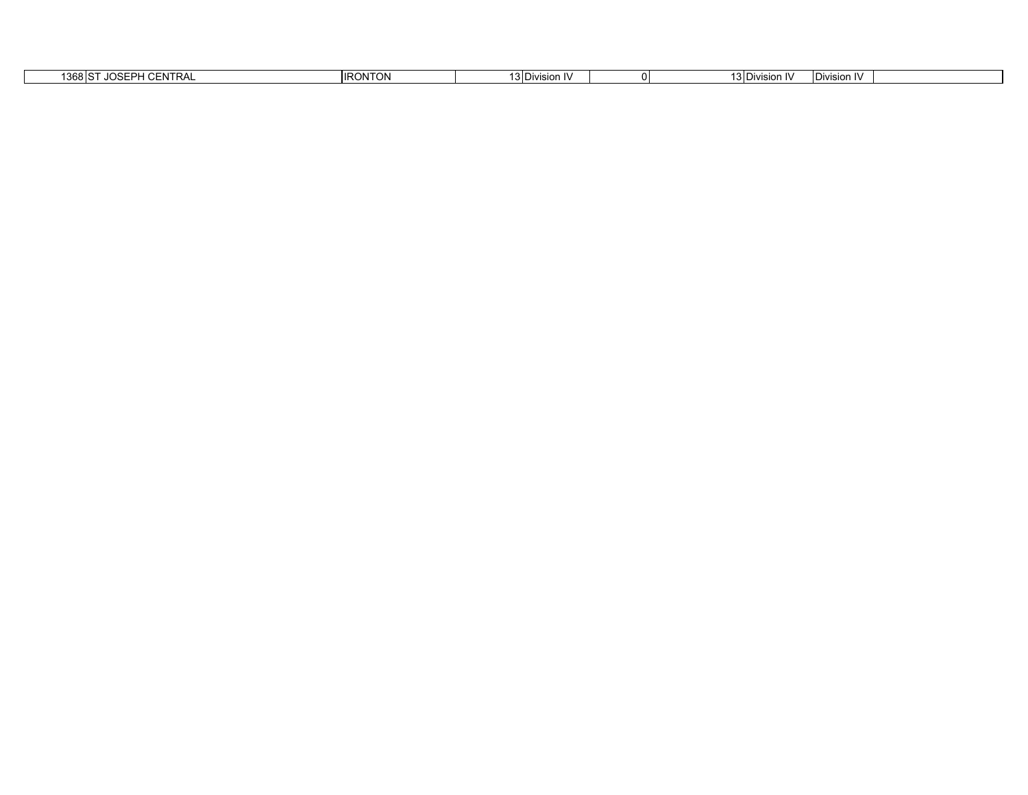| | | | | | | | | | |
|---|---|---|---|---|---|---|---|---|---|
| 1368 | ST JOSEPH CENTRAL | IRONTON | 13 | Division IV | 0 | 13 | Division IV | Division IV | |